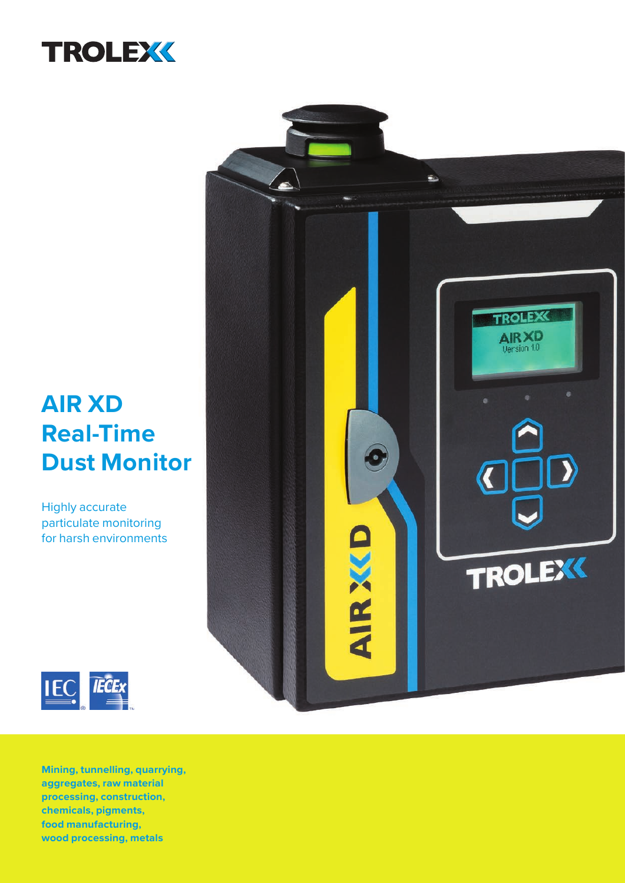# AIR XD Real-Time Dust Monitor

Highly accurate particulate monitoring for harsh environments

**Mining, tunnelling, quarrying, aggregates, raw material processing, construction, chemicals, pigments, food manufacturing, wood processing, metals**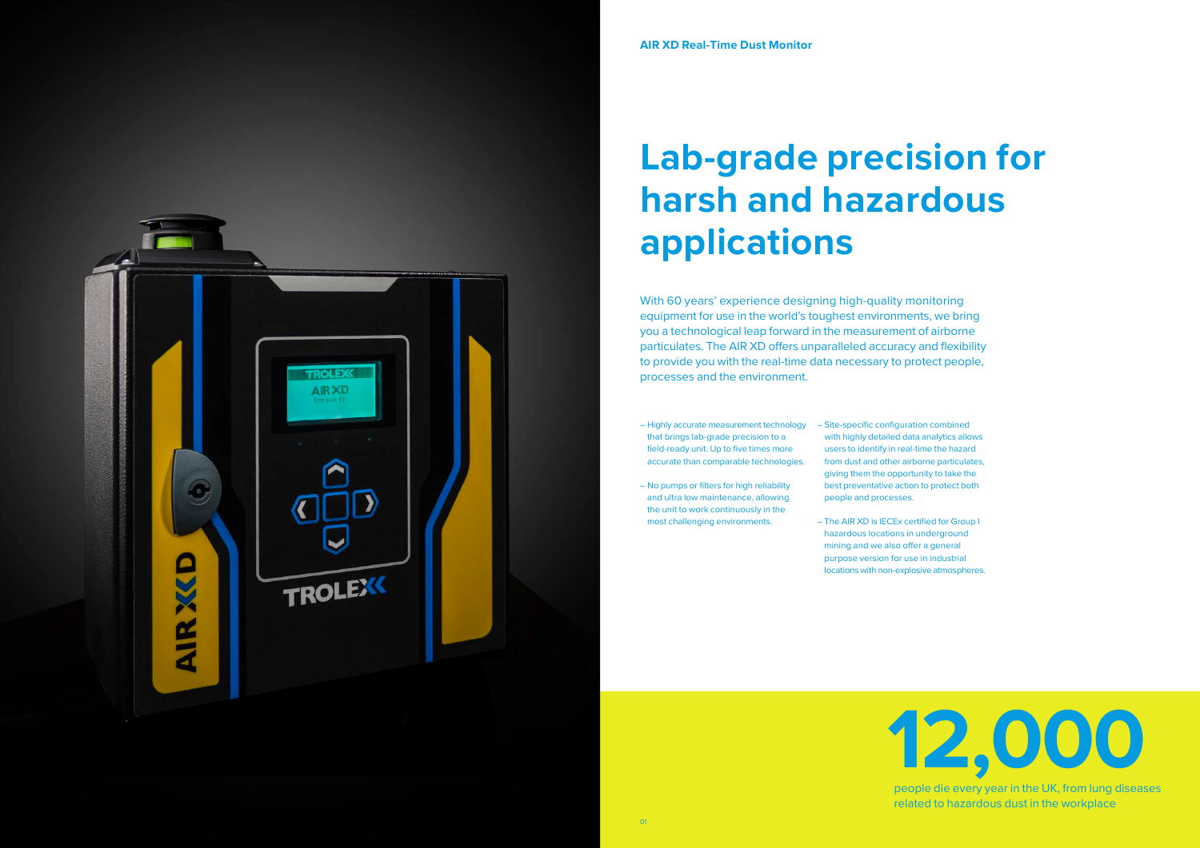**AIR XD Real-Time Dust Monitor**

# Lab-grade precision for harsh and hazardous applications

With 60 years' experience designing high-quality monitoring equipment for use in the world's toughest environments, we bring you a technological leap forward in the measurement of airborne particulates. The AIR XD offers unparalleled accuracy and flexibility to provide you with the real-time data necessary to protect people, processes and the environment.

- Highly accurate measurement technology that brings lab-grade precision to a field-ready unit. Up to five times more accurate than comparable technologies.
- No pumps or filters for high reliability and ultra low maintenance, allowing the unit to work continuously in the most challenging environments.
- Site-specific configuration combined with highly detailed data analytics allows users to identify in real-time the hazard from dust and other airborne particulates, giving them the opportunity to take the best preventative action to protect both people and processes.
- The AIR XD is IECEx certified for Group I hazardous locations in underground mining and we also offer a general purpose version for use in industrial locations with non-explosive atmospheres.

**12,000**

people die every year in the UK, from lung diseases related to hazardous dust in the workplace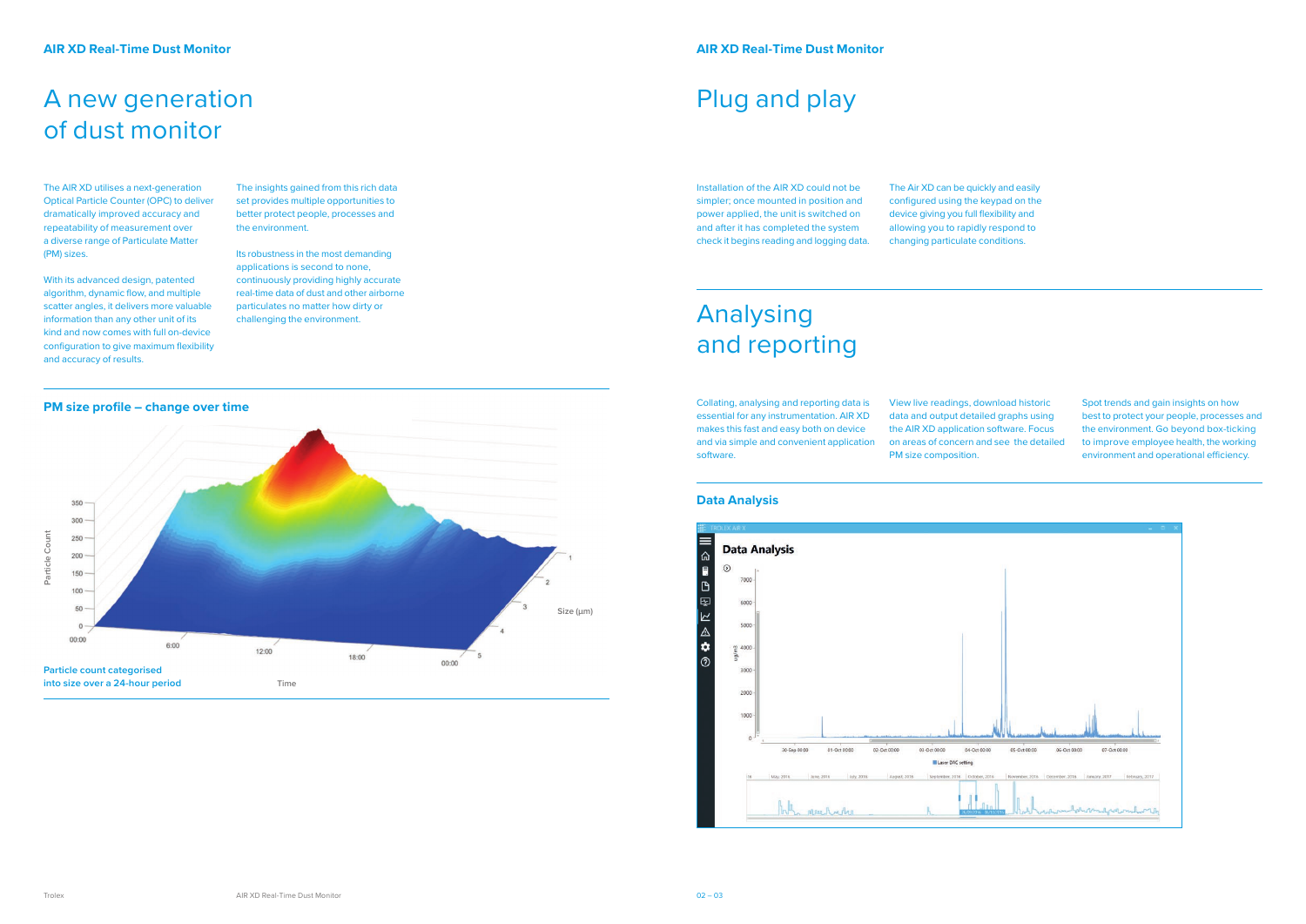# A new generation of dust monitor

The AIR XD utilises a next-generation Optical Particle Counter (OPC) to deliver dramatically improved accuracy and repeatability of measurement over a diverse range of Particulate Matter (PM) sizes.

With its advanced design, patented algorithm, dynamic flow, and multiple scatter angles, it delivers more valuable information than any other unit of its kind and now comes with full on-device configuration to give maximum flexibility and accuracy of results.

The insights gained from this rich data set provides multiple opportunities to better protect people, processes and the environment.

Its robustness in the most demanding applications is second to none, continuously providing highly accurate real-time data of dust and other airborne particulates no matter how dirty or challenging the environment.

## PM size profile – change over time

Particle count categorised into size over a 24-hour period

# Plug and play

Installation of the AIR XD could not be simpler; once mounted in position and power applied, the unit is switched on and after it has completed the system check it begins reading and logging data.

The Air XD can be quickly and easily configured using the keypad on the device giving you full flexibility and allowing you to rapidly respond to changing particulate conditions.

# Analysing and reporting

Collating, analysing and reporting data is essential for any instrumentation. AIR XD makes this fast and easy both on device and via simple and convenient application software.

View live readings, download historic data and output detailed graphs using the AIR XD application software. Focus on areas of concern and see the detailed PM size composition.

Spot trends and gain insights on how best to protect your people, processes and the environment. Go beyond box-ticking to improve employee health, the working environment and operational efficiency.

## Data Analysis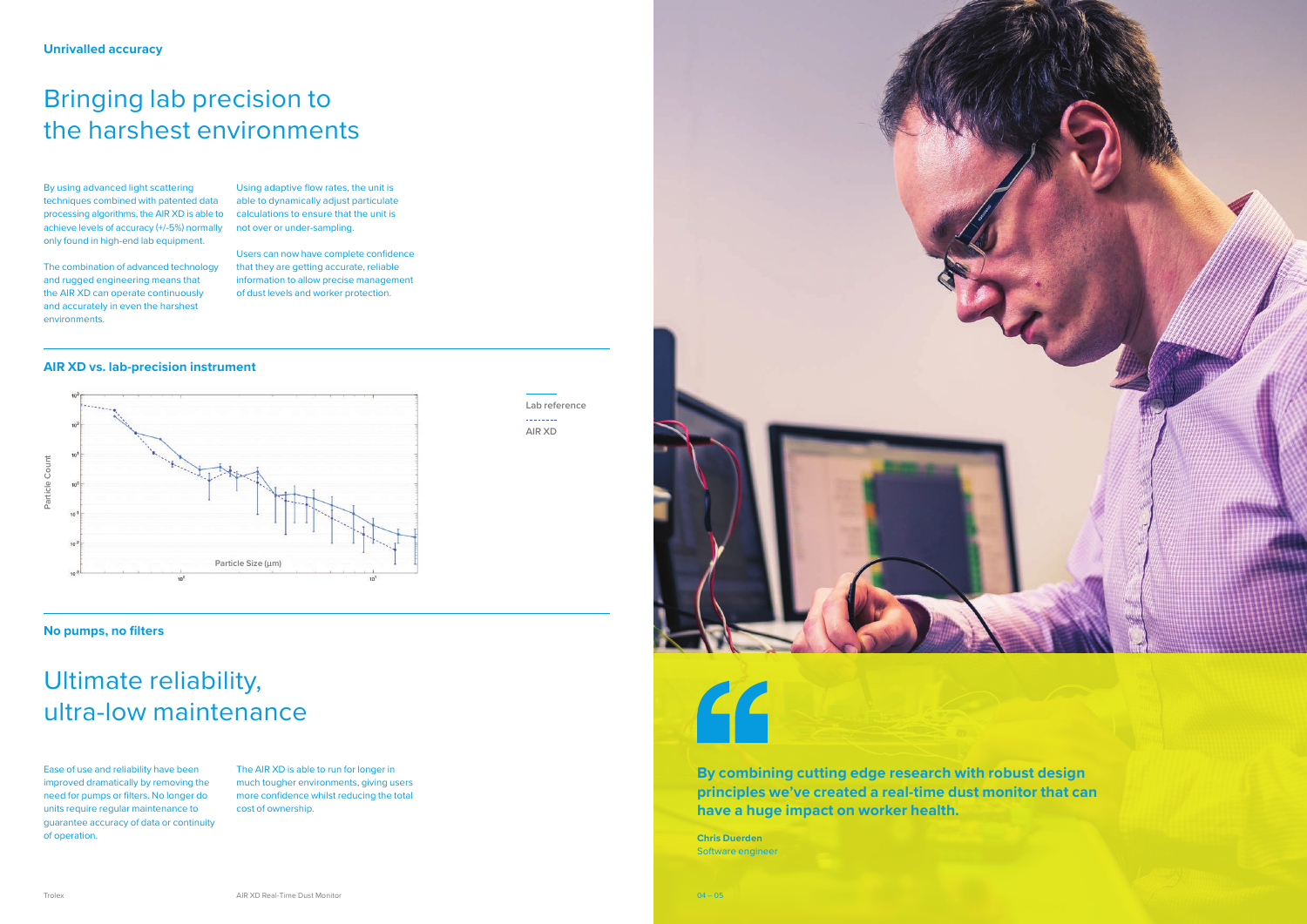**Unrivalled accuracy**

# Bringing lab precision to the harshest environments

By using advanced light scattering techniques combined with patented data processing algorithms, the AIR XD is able to achieve levels of accuracy (+/-5%) normally only found in high-end lab equipment.

The combination of advanced technology and rugged engineering means that the AIR XD can operate continuously and accurately in even the harshest environments.

Using adaptive flow rates, the unit is able to dynamically adjust particulate calculations to ensure that the unit is not over or under-sampling.

Users can now have complete confidence that they are getting accurate, reliable information to allow precise management of dust levels and worker protection.

**AIR XD vs. lab-precision instrument**

Lab reference

AIR XD

**No pumps, no filters**

# Ultimate reliability, ultra-low maintenance

Ease of use and reliability have been improved dramatically by removing the need for pumps or filters. No longer do units require regular maintenance to guarantee accuracy of data or continuity of operation.

The AIR XD is able to run for longer in much tougher environments, giving users more confidence whilst reducing the total cost of ownership.

**By combining cutting edge research with robust design principles we've created a real-time dust monitor that can have a huge impact on worker health.**

**Chris Duerden**
Software engineer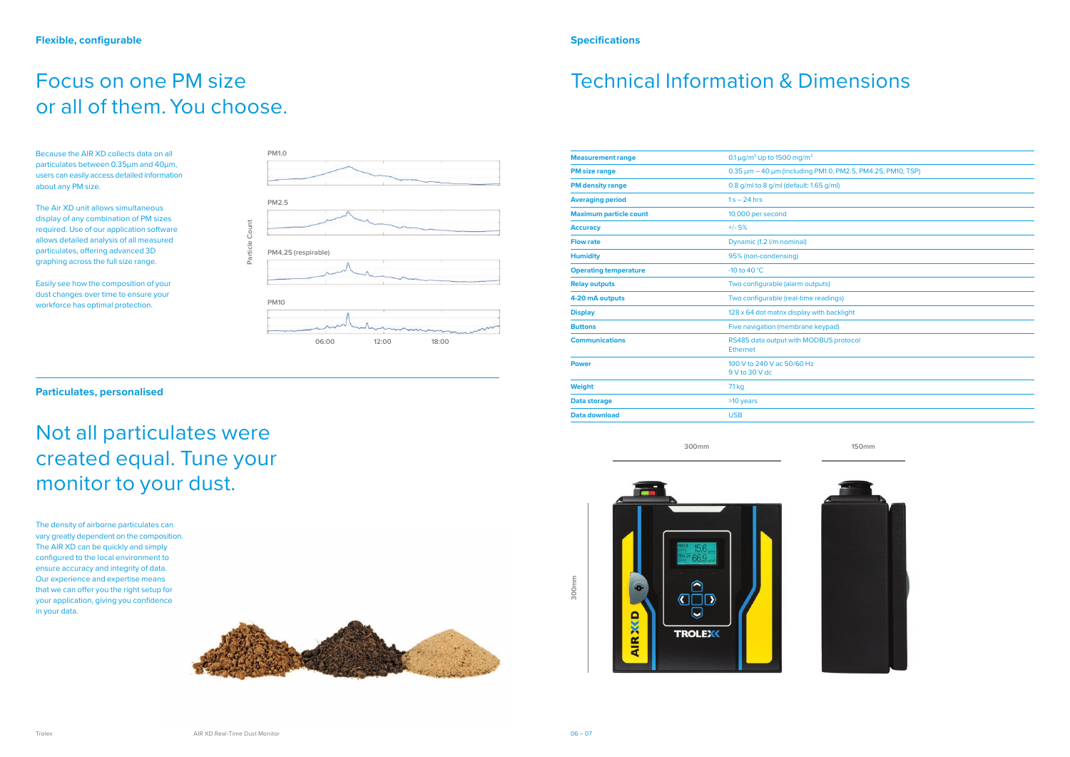## Flexible, configurable

# Focus on one PM size or all of them. You choose.

Because the AIR XD collects data on all particulates between 0.35µm and 40µm, users can easily access detailed information about any PM size.

The Air XD unit allows simultaneous display of any combination of PM sizes required. Use of our application software allows detailed analysis of all measured particulates, offering advanced 3D graphing across the full size range.

Easily see how the composition of your dust changes over time to ensure your workforce has optimal protection.

PM1.0

PM2.5

PM4.25 (respirable)

PM10

Particle Count

06:00 12:00 18:00

## Particulates, personalised

# Not all particulates were created equal. Tune your monitor to your dust.

The density of airborne particulates can vary greatly dependent on the composition. The AIR XD can be quickly and simply configured to the local environment to ensure accuracy and integrity of data. Our experience and expertise means that we can offer you the right setup for your application, giving you confidence in your data.

## Specifications

# Technical Information & Dimensions

| | |
|---|---|
| **Measurement range** | 0.1 µg/m³ up to 1500 mg/m³ |
| **PM size range** | 0.35 µm – 40 µm (including PM1.0, PM2.5, PM4.25, PM10, TSP) |
| **PM density range** | 0.8 g/ml to 8 g/ml (default: 1.65 g/ml) |
| **Averaging period** | 1 s – 24 hrs |
| **Maximum particle count** | 10,000 per second |
| **Accuracy** | +/- 5% |
| **Flow rate** | Dynamic (1.2 l/m nominal) |
| **Humidity** | 95% (non-condensing) |
| **Operating temperature** | -10 to 40 °C |
| **Relay outputs** | Two configurable (alarm outputs) |
| **4-20 mA outputs** | Two configurable (real-time readings) |
| **Display** | 128 x 64 dot matrix display with backlight |
| **Buttons** | Five navigation (membrane keypad) |
| **Communications** | RS485 data output with MODBUS protocol<br>Ethernet |
| **Power** | 100 V to 240 V ac 50/60 Hz<br>9 V to 30 V dc |
| **Weight** | 7.1 kg |
| **Data storage** | >10 years |
| **Data download** | USB |

300mm 150mm

300mm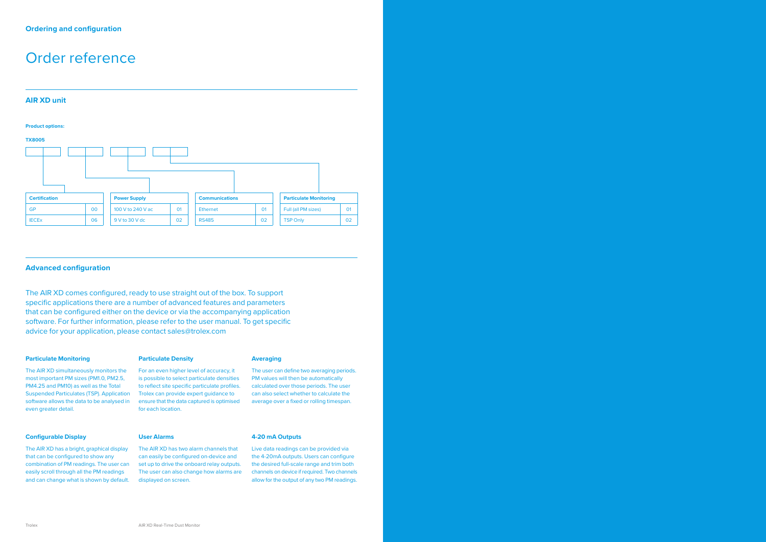**Ordering and configuration**

# Order reference

## AIR XD unit

**Product options:**

**TX8005**

| Certification | |
|---|---|
| GP | 00 |
| IECEx | 06 |

| Power Supply | |
|---|---|
| 100 V to 240 V ac | 01 |
| 9 V to 30 V dc | 02 |

| Communications | |
|---|---|
| Ethernet | 01 |
| RS485 | 02 |

| Particulate Monitoring | |
|---|---|
| Full (all PM sizes) | 01 |
| TSP Only | 02 |

## Advanced configuration

The AIR XD comes configured, ready to use straight out of the box. To support specific applications there are a number of advanced features and parameters that can be configured either on the device or via the accompanying application software. For further information, please refer to the user manual. To get specific advice for your application, please contact sales@trolex.com

### Particulate Monitoring

The AIR XD simultaneously monitors the most important PM sizes (PM1.0, PM2.5, PM4.25 and PM10) as well as the Total Suspended Particulates (TSP). Application software allows the data to be analysed in even greater detail.

### Particulate Density

For an even higher level of accuracy, it is possible to select particulate densities to reflect site specific particulate profiles. Trolex can provide expert guidance to ensure that the data captured is optimised for each location.

### Averaging

The user can define two averaging periods. PM values will then be automatically calculated over those periods. The user can also select whether to calculate the average over a fixed or rolling timespan.

### Configurable Display

The AIR XD has a bright, graphical display that can be configured to show any combination of PM readings. The user can easily scroll through all the PM readings and can change what is shown by default.

### User Alarms

The AIR XD has two alarm channels that can easily be configured on-device and set up to drive the onboard relay outputs. The user can also change how alarms are displayed on screen.

### 4-20 mA Outputs

Live data readings can be provided via the 4-20mA outputs. Users can configure the desired full-scale range and trim both channels on device if required. Two channels allow for the output of any two PM readings.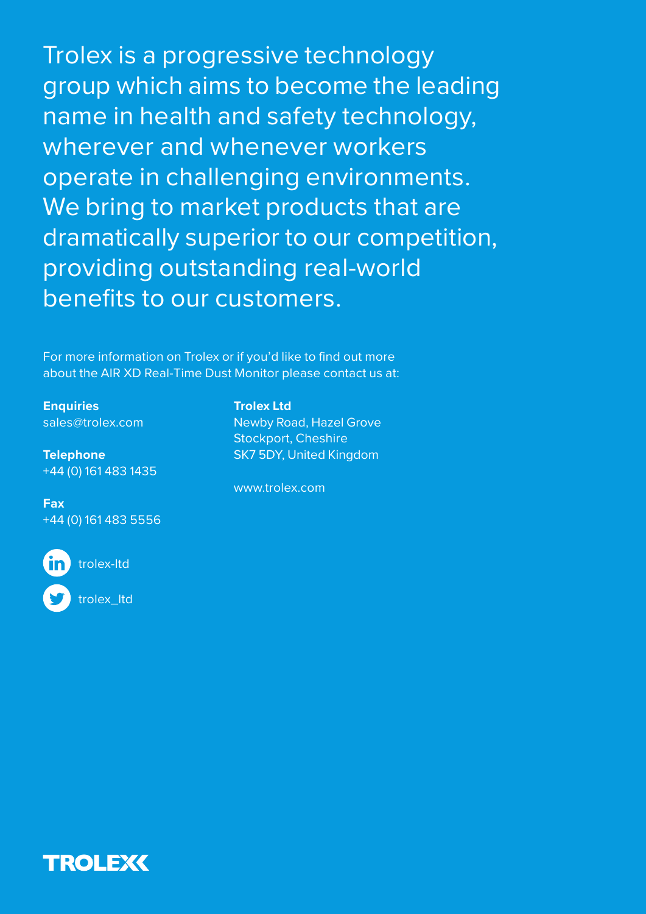Trolex is a progressive technology group which aims to become the leading name in health and safety technology, wherever and whenever workers operate in challenging environments. We bring to market products that are dramatically superior to our competition, providing outstanding real-world benefits to our customers.

For more information on Trolex or if you'd like to find out more about the AIR XD Real-Time Dust Monitor please contact us at:

**Enquiries**
sales@trolex.com

**Telephone**
+44 (0) 161 483 1435

**Fax**
+44 (0) 161 483 5556

trolex-ltd

trolex_ltd

**Trolex Ltd**
Newby Road, Hazel Grove
Stockport, Cheshire
SK7 5DY, United Kingdom

www.trolex.com

TROLEX